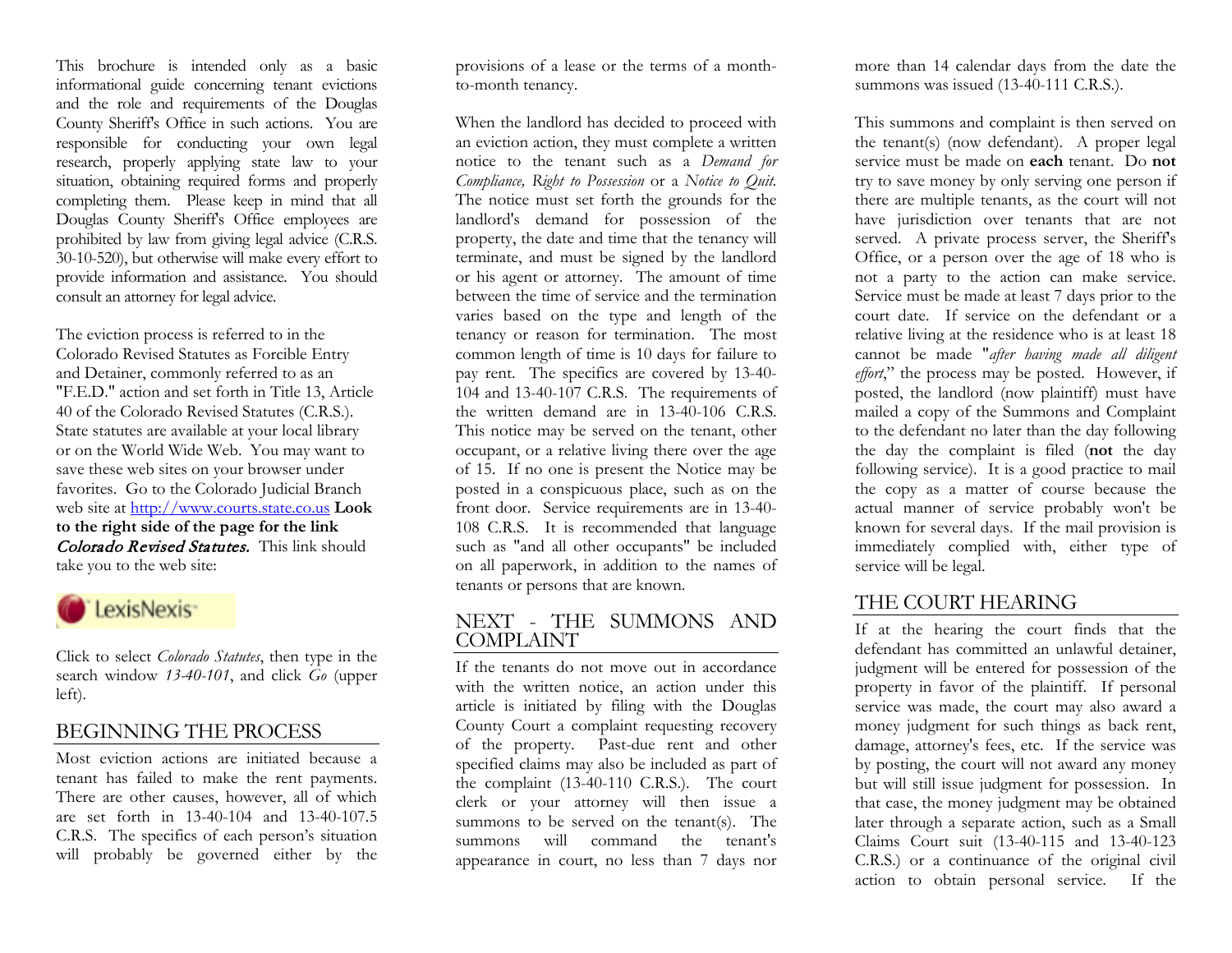This brochure is intended only as a basic informational guide concerning tenant evictions and the role and requirements of the Douglas County Sheriff's Office in such actions. You are responsible for conducting your own legal research, properly applying state law to your situation, obtaining required forms and properly completing them. Please keep in mind that all Douglas County Sheriff's Office employees are prohibited by law from giving legal advice (C.R.S. 30-10-520), but otherwise will make every effort to provide information and assistance. You should consult an attorney for legal advice.

The eviction process is referred to in the Colorado Revised Statutes as Forcible Entry and Detainer, commonly referred to as an "F.E.D." action and set forth in Title 13, Article 40 of the Colorado Revised Statutes (C.R.S.). State statutes are available at your local library or on the World Wide Web. You may want to save these web sites on your browser under favorites. Go to the Colorado Judicial Branch web site at http://www.courts.state.co.us **Look to the right side of the page for the link *Colorado Revised Statutes*.** This link should take you to the web site:

LexisNexis

Click to select *Colorado Statutes*, then type in the search window *13-40-101*, and click *Go* (upper left).

## BEGINNING THE PROCESS

Most eviction actions are initiated because a tenant has failed to make the rent payments. There are other causes, however, all of which are set forth in 13-40-104 and 13-40-107.5 C.R.S. The specifics of each person's situation will probably be governed either by the provisions of a lease or the terms of a month-to-month tenancy.

When the landlord has decided to proceed with an eviction action, they must complete a written notice to the tenant such as a *Demand for Compliance, Right to Possession* or a *Notice to Quit.* The notice must set forth the grounds for the landlord's demand for possession of the property, the date and time that the tenancy will terminate, and must be signed by the landlord or his agent or attorney. The amount of time between the time of service and the termination varies based on the type and length of the tenancy or reason for termination. The most common length of time is 10 days for failure to pay rent. The specifics are covered by 13-40-104 and 13-40-107 C.R.S. The requirements of the written demand are in 13-40-106 C.R.S. This notice may be served on the tenant, other occupant, or a relative living there over the age of 15. If no one is present the Notice may be posted in a conspicuous place, such as on the front door. Service requirements are in 13-40-108 C.R.S. It is recommended that language such as "and all other occupants" be included on all paperwork, in addition to the names of tenants or persons that are known.

## NEXT - THE SUMMONS AND COMPLAINT

If the tenants do not move out in accordance with the written notice, an action under this article is initiated by filing with the Douglas County Court a complaint requesting recovery of the property. Past-due rent and other specified claims may also be included as part of the complaint (13-40-110 C.R.S.). The court clerk or your attorney will then issue a summons to be served on the tenant(s). The summons will command the tenant's appearance in court, no less than 7 days nor more than 14 calendar days from the date the summons was issued (13-40-111 C.R.S.).

This summons and complaint is then served on the tenant(s) (now defendant). A proper legal service must be made on **each** tenant. Do **not** try to save money by only serving one person if there are multiple tenants, as the court will not have jurisdiction over tenants that are not served. A private process server, the Sheriff's Office, or a person over the age of 18 who is not a party to the action can make service. Service must be made at least 7 days prior to the court date. If service on the defendant or a relative living at the residence who is at least 18 cannot be made "*after having made all diligent effort*," the process may be posted. However, if posted, the landlord (now plaintiff) must have mailed a copy of the Summons and Complaint to the defendant no later than the day following the day the complaint is filed (**not** the day following service). It is a good practice to mail the copy as a matter of course because the actual manner of service probably won't be known for several days. If the mail provision is immediately complied with, either type of service will be legal.

## THE COURT HEARING

If at the hearing the court finds that the defendant has committed an unlawful detainer, judgment will be entered for possession of the property in favor of the plaintiff. If personal service was made, the court may also award a money judgment for such things as back rent, damage, attorney's fees, etc. If the service was by posting, the court will not award any money but will still issue judgment for possession. In that case, the money judgment may be obtained later through a separate action, such as a Small Claims Court suit (13-40-115 and 13-40-123 C.R.S.) or a continuance of the original civil action to obtain personal service. If the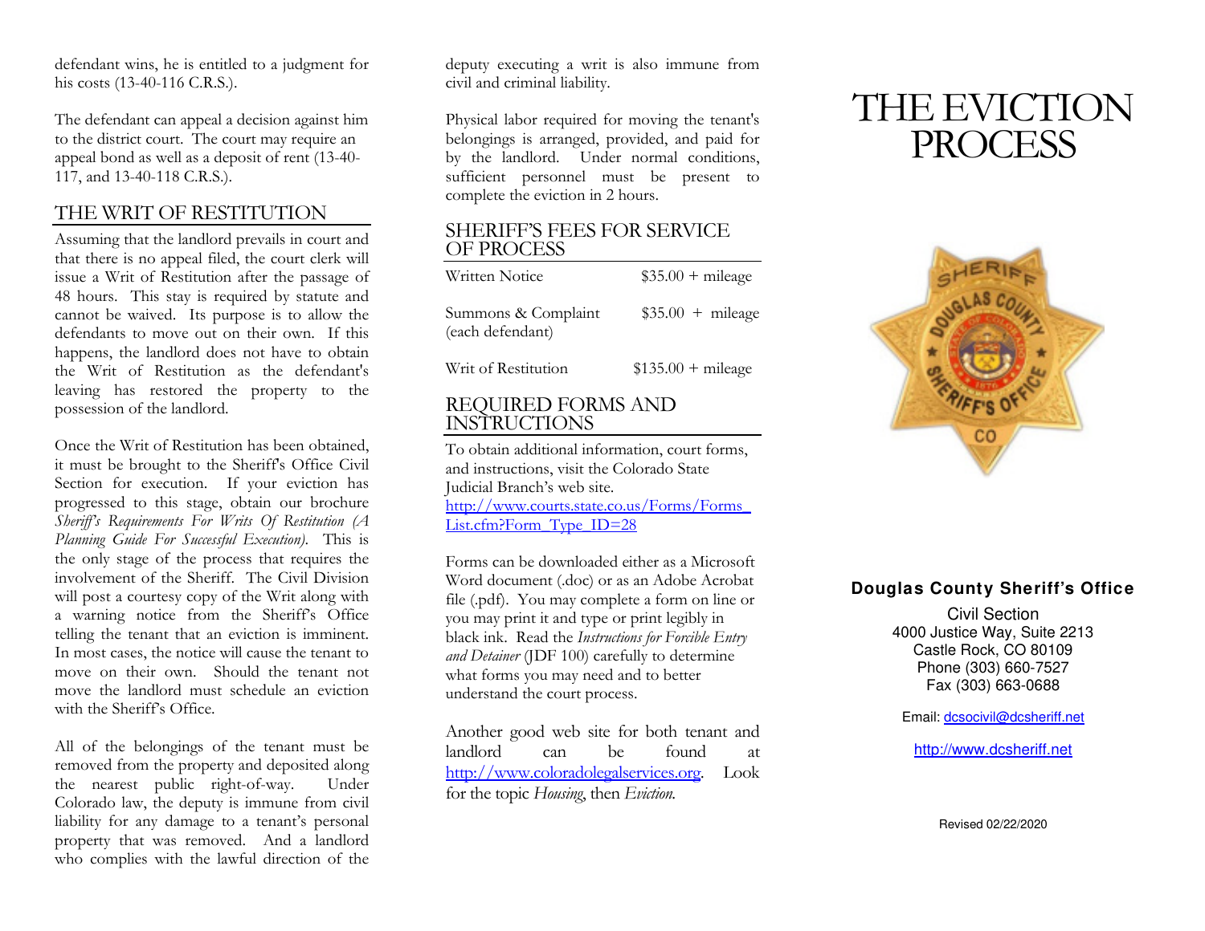defendant wins, he is entitled to a judgment for his costs (13-40-116 C.R.S.).

The defendant can appeal a decision against him to the district court. The court may require an appeal bond as well as a deposit of rent (13-40-117, and 13-40-118 C.R.S.).

## THE WRIT OF RESTITUTION

Assuming that the landlord prevails in court and that there is no appeal filed, the court clerk will issue a Writ of Restitution after the passage of 48 hours. This stay is required by statute and cannot be waived. Its purpose is to allow the defendants to move out on their own. If this happens, the landlord does not have to obtain the Writ of Restitution as the defendant's leaving has restored the property to the possession of the landlord.

Once the Writ of Restitution has been obtained, it must be brought to the Sheriff's Office Civil Section for execution. If your eviction has progressed to this stage, obtain our brochure *Sheriff's Requirements For Writs Of Restitution (A Planning Guide For Successful Execution).* This is the only stage of the process that requires the involvement of the Sheriff. The Civil Division will post a courtesy copy of the Writ along with a warning notice from the Sheriff's Office telling the tenant that an eviction is imminent. In most cases, the notice will cause the tenant to move on their own. Should the tenant not move the landlord must schedule an eviction with the Sheriff's Office.

All of the belongings of the tenant must be removed from the property and deposited along the nearest public right-of-way. Under Colorado law, the deputy is immune from civil liability for any damage to a tenant's personal property that was removed. And a landlord who complies with the lawful direction of the deputy executing a writ is also immune from civil and criminal liability.

Physical labor required for moving the tenant's belongings is arranged, provided, and paid for by the landlord. Under normal conditions, sufficient personnel must be present to complete the eviction in 2 hours.

## SHERIFF'S FEES FOR SERVICE OF PROCESS

| | |
|---|---|
| Written Notice | $35.00 + mileage |
| Summons & Complaint (each defendant) | $35.00 + mileage |
| Writ of Restitution | $135.00 + mileage |

## REQUIRED FORMS AND INSTRUCTIONS

To obtain additional information, court forms, and instructions, visit the Colorado State Judicial Branch's web site.
http://www.courts.state.co.us/Forms/Forms_List.cfm?Form_Type_ID=28

Forms can be downloaded either as a Microsoft Word document (.doc) or as an Adobe Acrobat file (.pdf). You may complete a form on line or you may print it and type or print legibly in black ink. Read the *Instructions for Forcible Entry and Detainer* (JDF 100) carefully to determine what forms you may need and to better understand the court process.

Another good web site for both tenant and landlord can be found at http://www.coloradolegalservices.org. Look for the topic *Housing*, then *Eviction.*

# THE EVICTION PROCESS

**Douglas County Sheriff's Office**

Civil Section
4000 Justice Way, Suite 2213
Castle Rock, CO 80109
Phone (303) 660-7527
Fax (303) 663-0688

Email: dcsocivil@dcsheriff.net

http://www.dcsheriff.net

Revised 02/22/2020